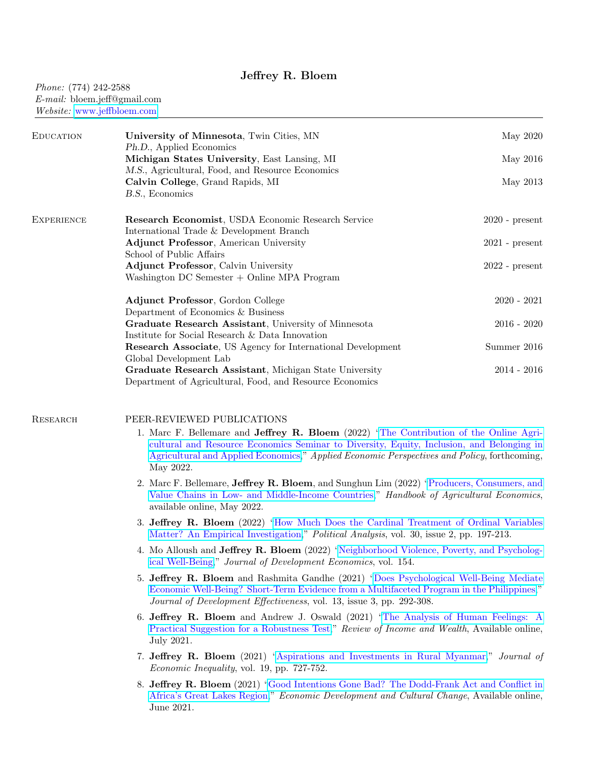# Jeffrey R. Bloem

*Phone:* (774) 242-2588
*E-mail:* bloem.jeff@gmail.com
*Website:* [www.jeffbloem.com](www.jeffbloem.com)

## Education

**University of Minnesota**, Twin Cities, MN — May 2020
*Ph.D.*, Applied Economics

**Michigan States University**, East Lansing, MI — May 2016
*M.S.*, Agricultural, Food, and Resource Economics

**Calvin College**, Grand Rapids, MI — May 2013
*B.S.*, Economics

## Experience

**Research Economist**, USDA Economic Research Service — 2020 - present
International Trade & Development Branch

**Adjunct Professor**, American University — 2021 - present
School of Public Affairs

**Adjunct Professor**, Calvin University — 2022 - present
Washington DC Semester + Online MPA Program

**Adjunct Professor**, Gordon College — 2020 - 2021
Department of Economics & Business

**Graduate Research Assistant**, University of Minnesota — 2016 - 2020
Institute for Social Research & Data Innovation

**Research Associate**, US Agency for International Development — Summer 2016
Global Development Lab

**Graduate Research Assistant**, Michigan State University — 2014 - 2016
Department of Agricultural, Food, and Resource Economics

## Research

### PEER-REVIEWED PUBLICATIONS

1. Marc F. Bellemare and **Jeffrey R. Bloem** (2022) "The Contribution of the Online Agricultural and Resource Economics Seminar to Diversity, Equity, Inclusion, and Belonging in Agricultural and Applied Economics," *Applied Economic Perspectives and Policy*, forthcoming, May 2022.
2. Marc F. Bellemare, **Jeffrey R. Bloem**, and Sunghun Lim (2022) "Producers, Consumers, and Value Chains in Low- and Middle-Income Countries," *Handbook of Agricultural Economics*, available online, May 2022.
3. **Jeffrey R. Bloem** (2022) "How Much Does the Cardinal Treatment of Ordinal Variables Matter? An Empirical Investigation," *Political Analysis*, vol. 30, issue 2, pp. 197-213.
4. Mo Alloush and **Jeffrey R. Bloem** (2022) "Neighborhood Violence, Poverty, and Psychological Well-Being," *Journal of Development Economics*, vol. 154.
5. **Jeffrey R. Bloem** and Rashmita Gandhe (2021) "Does Psychological Well-Being Mediate Economic Well-Being? Short-Term Evidence from a Multifaceted Program in the Philippines," *Journal of Development Effectiveness*, vol. 13, issue 3, pp. 292-308.
6. **Jeffrey R. Bloem** and Andrew J. Oswald (2021) "The Analysis of Human Feelings: A Practical Suggestion for a Robustness Test," *Review of Income and Wealth*, Available online, July 2021.
7. **Jeffrey R. Bloem** (2021) "Aspirations and Investments in Rural Myanmar," *Journal of Economic Inequality*, vol. 19, pp. 727-752.
8. **Jeffrey R. Bloem** (2021) "Good Intentions Gone Bad? The Dodd-Frank Act and Conflict in Africa's Great Lakes Region," *Economic Development and Cultural Change*, Available online, June 2021.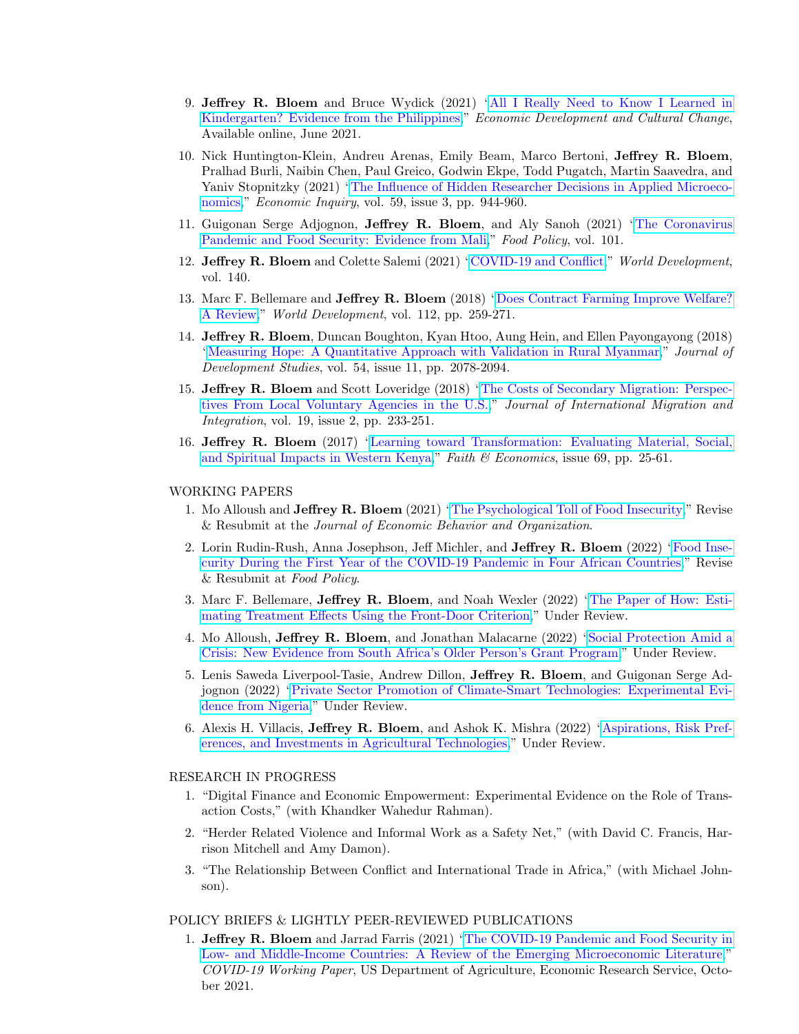9. **Jeffrey R. Bloem** and Bruce Wydick (2021) "All I Really Need to Know I Learned in Kindergarten? Evidence from the Philippines," *Economic Development and Cultural Change*, Available online, June 2021.

10. Nick Huntington-Klein, Andreu Arenas, Emily Beam, Marco Bertoni, **Jeffrey R. Bloem**, Pralhad Burli, Naibin Chen, Paul Greico, Godwin Ekpe, Todd Pugatch, Martin Saavedra, and Yaniv Stopnitzky (2021) "The Influence of Hidden Researcher Decisions in Applied Microeconomics," *Economic Inquiry*, vol. 59, issue 3, pp. 944-960.

11. Guigonan Serge Adjognon, **Jeffrey R. Bloem**, and Aly Sanoh (2021) "The Coronavirus Pandemic and Food Security: Evidence from Mali," *Food Policy*, vol. 101.

12. **Jeffrey R. Bloem** and Colette Salemi (2021) "COVID-19 and Conflict," *World Development*, vol. 140.

13. Marc F. Bellemare and **Jeffrey R. Bloem** (2018) "Does Contract Farming Improve Welfare? A Review," *World Development*, vol. 112, pp. 259-271.

14. **Jeffrey R. Bloem**, Duncan Boughton, Kyan Htoo, Aung Hein, and Ellen Payongayong (2018) "Measuring Hope: A Quantitative Approach with Validation in Rural Myanmar," *Journal of Development Studies*, vol. 54, issue 11, pp. 2078-2094.

15. **Jeffrey R. Bloem** and Scott Loveridge (2018) "The Costs of Secondary Migration: Perspectives From Local Voluntary Agencies in the U.S.," *Journal of International Migration and Integration*, vol. 19, issue 2, pp. 233-251.

16. **Jeffrey R. Bloem** (2017) "Learning toward Transformation: Evaluating Material, Social, and Spiritual Impacts in Western Kenya," *Faith & Economics*, issue 69, pp. 25-61.

WORKING PAPERS

1. Mo Alloush and **Jeffrey R. Bloem** (2021) "The Psychological Toll of Food Insecurity," Revise & Resubmit at the *Journal of Economic Behavior and Organization*.

2. Lorin Rudin-Rush, Anna Josephson, Jeff Michler, and **Jeffrey R. Bloem** (2022) "Food Insecurity During the First Year of the COVID-19 Pandemic in Four African Countries," Revise & Resubmit at *Food Policy*.

3. Marc F. Bellemare, **Jeffrey R. Bloem**, and Noah Wexler (2022) "The Paper of How: Estimating Treatment Effects Using the Front-Door Criterion," Under Review.

4. Mo Alloush, **Jeffrey R. Bloem**, and Jonathan Malacarne (2022) "Social Protection Amid a Crisis: New Evidence from South Africa's Older Person's Grant Program," Under Review.

5. Lenis Saweda Liverpool-Tasie, Andrew Dillon, **Jeffrey R. Bloem**, and Guigonan Serge Adjognon (2022) "Private Sector Promotion of Climate-Smart Technologies: Experimental Evidence from Nigeria," Under Review.

6. Alexis H. Villacis, **Jeffrey R. Bloem**, and Ashok K. Mishra (2022) "Aspirations, Risk Preferences, and Investments in Agricultural Technologies," Under Review.

RESEARCH IN PROGRESS

1. "Digital Finance and Economic Empowerment: Experimental Evidence on the Role of Transaction Costs," (with Khandker Wahedur Rahman).

2. "Herder Related Violence and Informal Work as a Safety Net," (with David C. Francis, Harrison Mitchell and Amy Damon).

3. "The Relationship Between Conflict and International Trade in Africa," (with Michael Johnson).

POLICY BRIEFS & LIGHTLY PEER-REVIEWED PUBLICATIONS

1. **Jeffrey R. Bloem** and Jarrad Farris (2021) "The COVID-19 Pandemic and Food Security in Low- and Middle-Income Countries: A Review of the Emerging Microeconomic Literature," *COVID-19 Working Paper*, US Department of Agriculture, Economic Research Service, October 2021.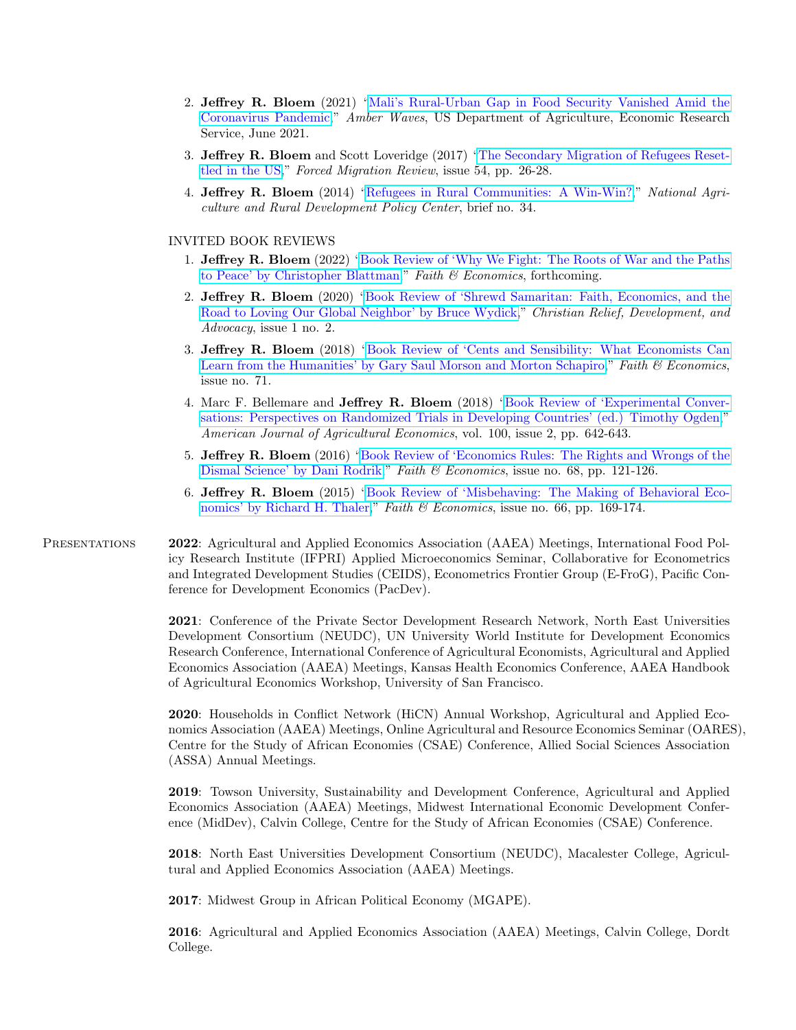2. **Jeffrey R. Bloem** (2021) "Mali's Rural-Urban Gap in Food Security Vanished Amid the Coronavirus Pandemic," *Amber Waves*, US Department of Agriculture, Economic Research Service, June 2021.

3. **Jeffrey R. Bloem** and Scott Loveridge (2017) "The Secondary Migration of Refugees Resettled in the US," *Forced Migration Review*, issue 54, pp. 26-28.

4. **Jeffrey R. Bloem** (2014) "Refugees in Rural Communities: A Win-Win?," *National Agriculture and Rural Development Policy Center*, brief no. 34.

INVITED BOOK REVIEWS

1. **Jeffrey R. Bloem** (2022) "Book Review of 'Why We Fight: The Roots of War and the Paths to Peace' by Christopher Blattman," *Faith & Economics*, forthcoming.

2. **Jeffrey R. Bloem** (2020) "Book Review of 'Shrewd Samaritan: Faith, Economics, and the Road to Loving Our Global Neighbor' by Bruce Wydick," *Christian Relief, Development, and Advocacy*, issue 1 no. 2.

3. **Jeffrey R. Bloem** (2018) "Book Review of 'Cents and Sensibility: What Economists Can Learn from the Humanities' by Gary Saul Morson and Morton Schapiro," *Faith & Economics*, issue no. 71.

4. Marc F. Bellemare and **Jeffrey R. Bloem** (2018) "Book Review of 'Experimental Conversations: Perspectives on Randomized Trials in Developing Countries' (ed.) Timothy Ogden," *American Journal of Agricultural Economics*, vol. 100, issue 2, pp. 642-643.

5. **Jeffrey R. Bloem** (2016) "Book Review of 'Economics Rules: The Rights and Wrongs of the Dismal Science' by Dani Rodrik," *Faith & Economics*, issue no. 68, pp. 121-126.

6. **Jeffrey R. Bloem** (2015) "Book Review of 'Misbehaving: The Making of Behavioral Economics' by Richard H. Thaler," *Faith & Economics*, issue no. 66, pp. 169-174.

## Presentations

**2022**: Agricultural and Applied Economics Association (AAEA) Meetings, International Food Policy Research Institute (IFPRI) Applied Microeconomics Seminar, Collaborative for Econometrics and Integrated Development Studies (CEIDS), Econometrics Frontier Group (E-FroG), Pacific Conference for Development Economics (PacDev).

**2021**: Conference of the Private Sector Development Research Network, North East Universities Development Consortium (NEUDC), UN University World Institute for Development Economics Research Conference, International Conference of Agricultural Economists, Agricultural and Applied Economics Association (AAEA) Meetings, Kansas Health Economics Conference, AAEA Handbook of Agricultural Economics Workshop, University of San Francisco.

**2020**: Households in Conflict Network (HiCN) Annual Workshop, Agricultural and Applied Economics Association (AAEA) Meetings, Online Agricultural and Resource Economics Seminar (OARES), Centre for the Study of African Economies (CSAE) Conference, Allied Social Sciences Association (ASSA) Annual Meetings.

**2019**: Towson University, Sustainability and Development Conference, Agricultural and Applied Economics Association (AAEA) Meetings, Midwest International Economic Development Conference (MidDev), Calvin College, Centre for the Study of African Economies (CSAE) Conference.

**2018**: North East Universities Development Consortium (NEUDC), Macalester College, Agricultural and Applied Economics Association (AAEA) Meetings.

**2017**: Midwest Group in African Political Economy (MGAPE).

**2016**: Agricultural and Applied Economics Association (AAEA) Meetings, Calvin College, Dordt College.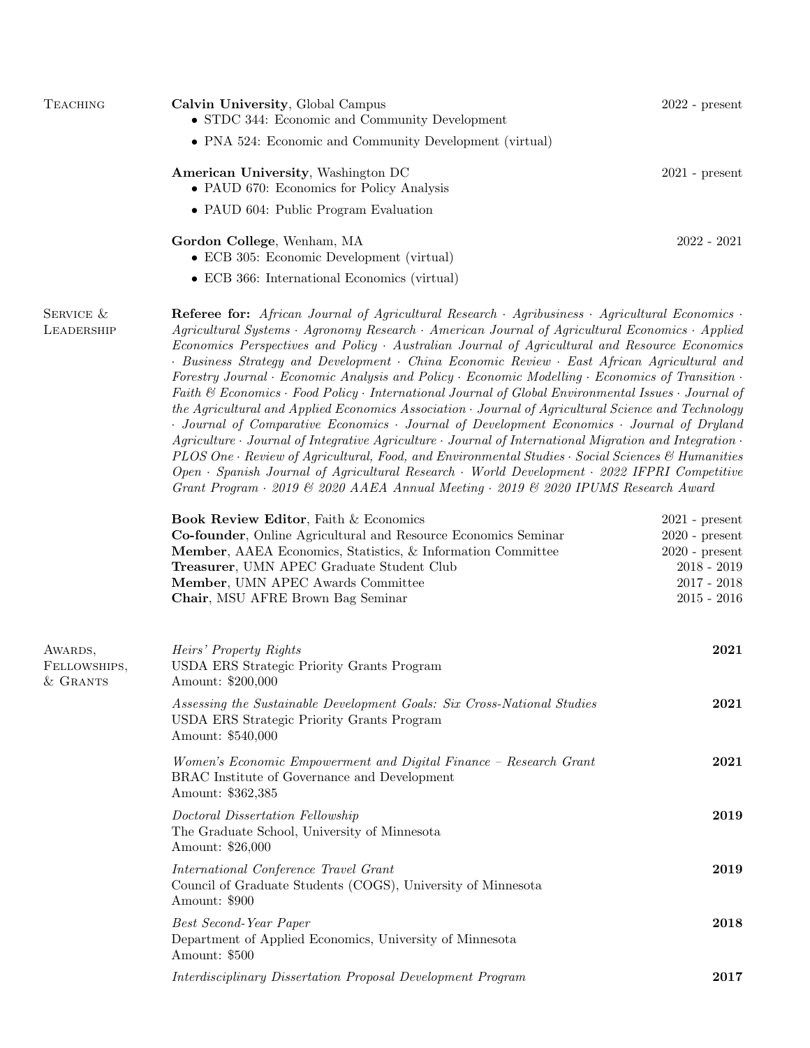## Teaching

**Calvin University**, Global Campus — 2022 - present

- STDC 344: Economic and Community Development
- PNA 524: Economic and Community Development (virtual)

**American University**, Washington DC — 2021 - present

- PAUD 670: Economics for Policy Analysis
- PAUD 604: Public Program Evaluation

**Gordon College**, Wenham, MA — 2022 - 2021

- ECB 305: Economic Development (virtual)
- ECB 366: International Economics (virtual)

## Service & Leadership

**Referee for:** *African Journal of Agricultural Research · Agribusiness · Agricultural Economics · Agricultural Systems · Agronomy Research · American Journal of Agricultural Economics · Applied Economics Perspectives and Policy · Australian Journal of Agricultural and Resource Economics · Business Strategy and Development · China Economic Review · East African Agricultural and Forestry Journal · Economic Analysis and Policy · Economic Modelling · Economics of Transition · Faith & Economics · Food Policy · International Journal of Global Environmental Issues · Journal of the Agricultural and Applied Economics Association · Journal of Agricultural Science and Technology · Journal of Comparative Economics · Journal of Development Economics · Journal of Dryland Agriculture · Journal of Integrative Agriculture · Journal of International Migration and Integration · PLOS One · Review of Agricultural, Food, and Environmental Studies · Social Sciences & Humanities Open · Spanish Journal of Agricultural Research · World Development · 2022 IFPRI Competitive Grant Program · 2019 & 2020 AAEA Annual Meeting · 2019 & 2020 IPUMS Research Award*

**Book Review Editor**, Faith & Economics — 2021 - present
**Co-founder**, Online Agricultural and Resource Economics Seminar — 2020 - present
**Member**, AAEA Economics, Statistics, & Information Committee — 2020 - present
**Treasurer**, UMN APEC Graduate Student Club — 2018 - 2019
**Member**, UMN APEC Awards Committee — 2017 - 2018
**Chair**, MSU AFRE Brown Bag Seminar — 2015 - 2016

## Awards, Fellowships, & Grants

*Heirs' Property Rights* — **2021**
USDA ERS Strategic Priority Grants Program
Amount: $200,000

*Assessing the Sustainable Development Goals: Six Cross-National Studies* — **2021**
USDA ERS Strategic Priority Grants Program
Amount: $540,000

*Women's Economic Empowerment and Digital Finance – Research Grant* — **2021**
BRAC Institute of Governance and Development
Amount: $362,385

*Doctoral Dissertation Fellowship* — **2019**
The Graduate School, University of Minnesota
Amount: $26,000

*International Conference Travel Grant* — **2019**
Council of Graduate Students (COGS), University of Minnesota
Amount: $900

*Best Second-Year Paper* — **2018**
Department of Applied Economics, University of Minnesota
Amount: $500

*Interdisciplinary Dissertation Proposal Development Program* — **2017**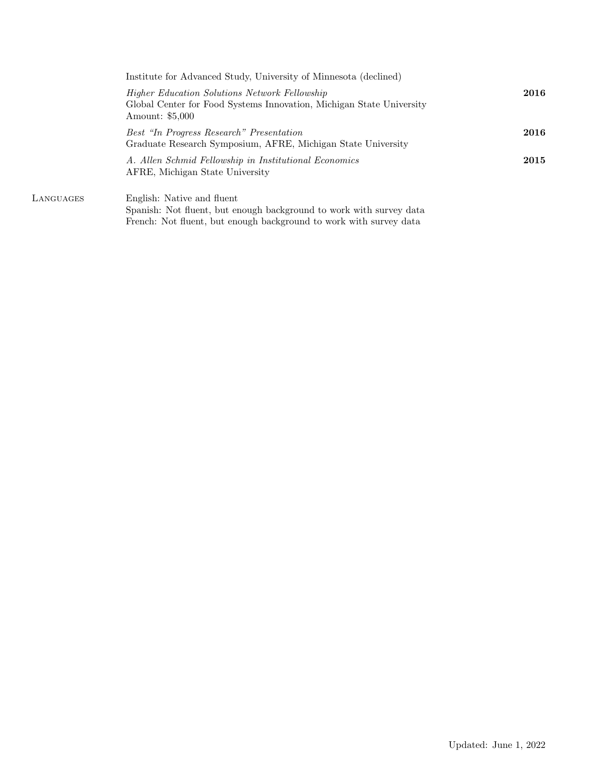Institute for Advanced Study, University of Minnesota (declined)

*Higher Education Solutions Network Fellowship* **2016**
Global Center for Food Systems Innovation, Michigan State University
Amount: $5,000

*Best "In Progress Research" Presentation* **2016**
Graduate Research Symposium, AFRE, Michigan State University

*A. Allen Schmid Fellowship in Institutional Economics* **2015**
AFRE, Michigan State University

## Languages

English: Native and fluent
Spanish: Not fluent, but enough background to work with survey data
French: Not fluent, but enough background to work with survey data

Updated: June 1, 2022